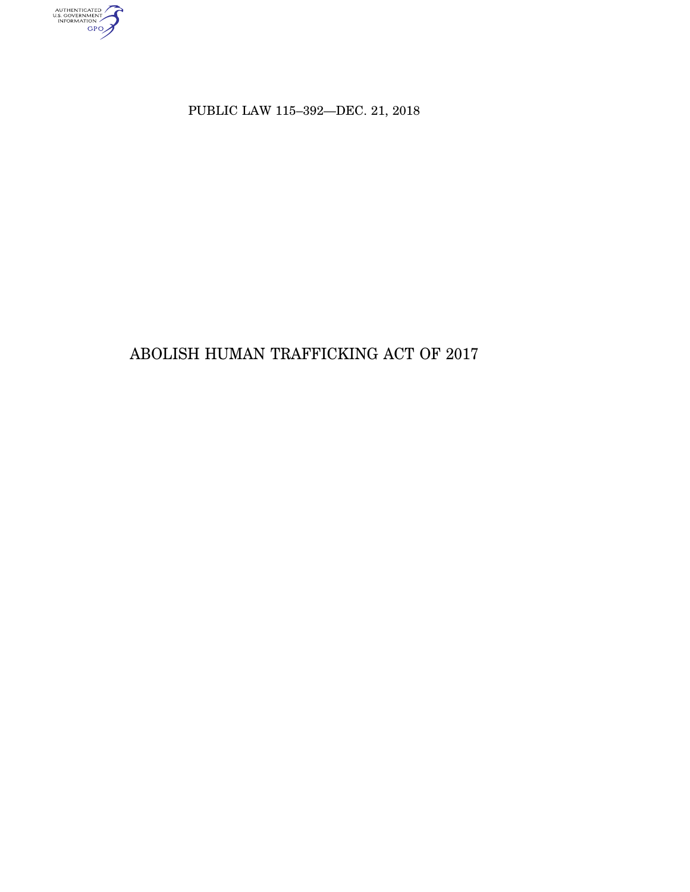PUBLIC LAW 115–392—DEC. 21, 2018

# ABOLISH HUMAN TRAFFICKING ACT OF 2017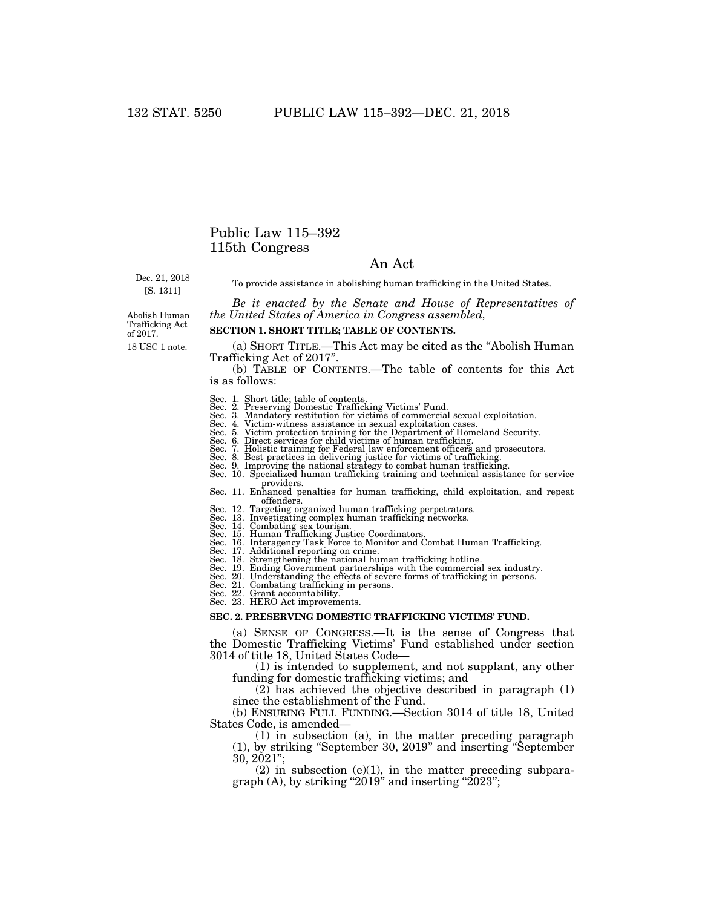# Public Law 115–392
# 115th Congress

## An Act

Dec. 21, 2018
[S. 1311]

To provide assistance in abolishing human trafficking in the United States.

*Be it enacted by the Senate and House of Representatives of the United States of America in Congress assembled,*

Abolish Human Trafficking Act of 2017.
18 USC 1 note.

**SECTION 1. SHORT TITLE; TABLE OF CONTENTS.**

(a) SHORT TITLE.—This Act may be cited as the "Abolish Human Trafficking Act of 2017".

(b) TABLE OF CONTENTS.—The table of contents for this Act is as follows:

Sec. 1. Short title; table of contents.
Sec. 2. Preserving Domestic Trafficking Victims' Fund.
Sec. 3. Mandatory restitution for victims of commercial sexual exploitation.
Sec. 4. Victim-witness assistance in sexual exploitation cases.
Sec. 5. Victim protection training for the Department of Homeland Security.
Sec. 6. Direct services for child victims of human trafficking.
Sec. 7. Holistic training for Federal law enforcement officers and prosecutors.
Sec. 8. Best practices in delivering justice for victims of trafficking.
Sec. 9. Improving the national strategy to combat human trafficking.
Sec. 10. Specialized human trafficking training and technical assistance for service providers.
Sec. 11. Enhanced penalties for human trafficking, child exploitation, and repeat offenders.
Sec. 12. Targeting organized human trafficking perpetrators.
Sec. 13. Investigating complex human trafficking networks.
Sec. 14. Combating sex tourism.
Sec. 15. Human Trafficking Justice Coordinators.
Sec. 16. Interagency Task Force to Monitor and Combat Human Trafficking.
Sec. 17. Additional reporting on crime.
Sec. 18. Strengthening the national human trafficking hotline.
Sec. 19. Ending Government partnerships with the commercial sex industry.
Sec. 20. Understanding the effects of severe forms of trafficking in persons.
Sec. 21. Combating trafficking in persons.
Sec. 22. Grant accountability.
Sec. 23. HERO Act improvements.

**SEC. 2. PRESERVING DOMESTIC TRAFFICKING VICTIMS' FUND.**

(a) SENSE OF CONGRESS.—It is the sense of Congress that the Domestic Trafficking Victims' Fund established under section 3014 of title 18, United States Code—

(1) is intended to supplement, and not supplant, any other funding for domestic trafficking victims; and

(2) has achieved the objective described in paragraph (1) since the establishment of the Fund.

(b) ENSURING FULL FUNDING.—Section 3014 of title 18, United States Code, is amended—

(1) in subsection (a), in the matter preceding paragraph (1), by striking "September 30, 2019" and inserting "September 30, 2021";

(2) in subsection (e)(1), in the matter preceding subparagraph (A), by striking "2019" and inserting "2023";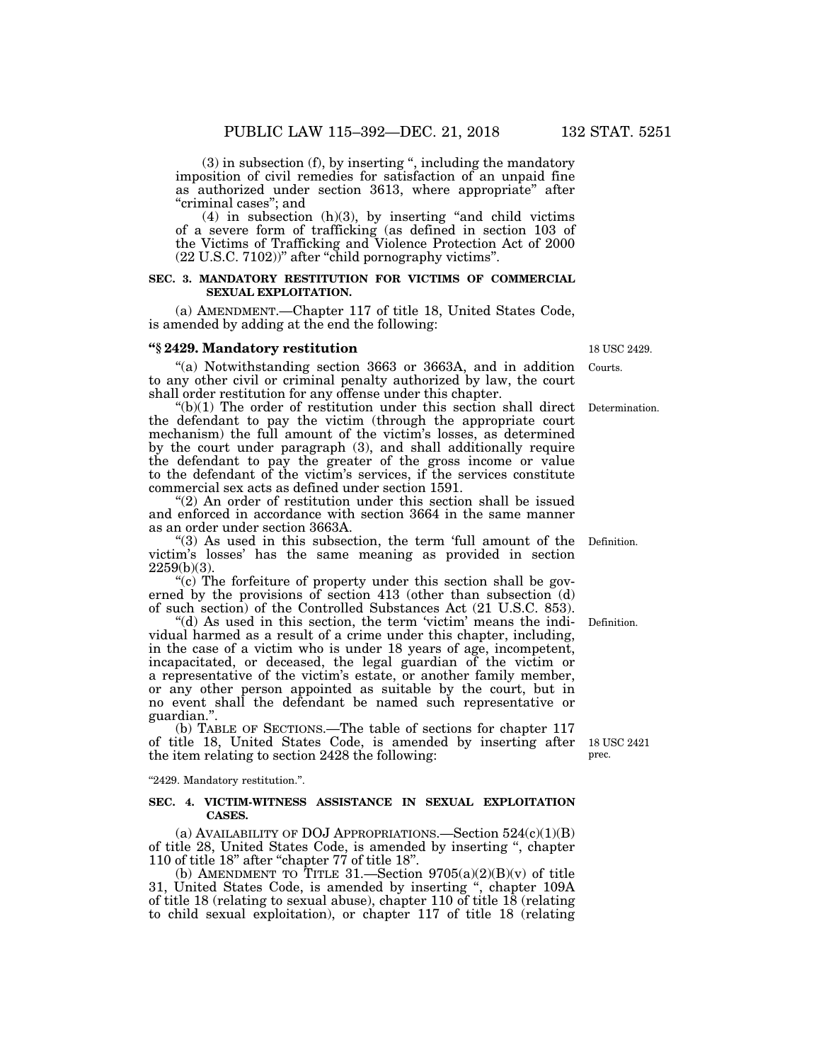(3) in subsection (f), by inserting ", including the mandatory imposition of civil remedies for satisfaction of an unpaid fine as authorized under section 3613, where appropriate" after "criminal cases"; and

(4) in subsection (h)(3), by inserting "and child victims of a severe form of trafficking (as defined in section 103 of the Victims of Trafficking and Violence Protection Act of 2000 (22 U.S.C. 7102))" after "child pornography victims".

**SEC. 3. MANDATORY RESTITUTION FOR VICTIMS OF COMMERCIAL SEXUAL EXPLOITATION.**

(a) AMENDMENT.—Chapter 117 of title 18, United States Code, is amended by adding at the end the following:

**"§ 2429. Mandatory restitution**

18 USC 2429.

Courts.

"(a) Notwithstanding section 3663 or 3663A, and in addition to any other civil or criminal penalty authorized by law, the court shall order restitution for any offense under this chapter.

Determination.

"(b)(1) The order of restitution under this section shall direct the defendant to pay the victim (through the appropriate court mechanism) the full amount of the victim's losses, as determined by the court under paragraph (3), and shall additionally require the defendant to pay the greater of the gross income or value to the defendant of the victim's services, if the services constitute commercial sex acts as defined under section 1591.

"(2) An order of restitution under this section shall be issued and enforced in accordance with section 3664 in the same manner as an order under section 3663A.

Definition.

"(3) As used in this subsection, the term 'full amount of the victim's losses' has the same meaning as provided in section 2259(b)(3).

"(c) The forfeiture of property under this section shall be governed by the provisions of section 413 (other than subsection (d) of such section) of the Controlled Substances Act (21 U.S.C. 853).

Definition.

"(d) As used in this section, the term 'victim' means the individual harmed as a result of a crime under this chapter, including, in the case of a victim who is under 18 years of age, incompetent, incapacitated, or deceased, the legal guardian of the victim or a representative of the victim's estate, or another family member, or any other person appointed as suitable by the court, but in no event shall the defendant be named such representative or guardian.".

18 USC 2421 prec.

(b) TABLE OF SECTIONS.—The table of sections for chapter 117 of title 18, United States Code, is amended by inserting after the item relating to section 2428 the following:

"2429. Mandatory restitution.".

**SEC. 4. VICTIM-WITNESS ASSISTANCE IN SEXUAL EXPLOITATION CASES.**

(a) AVAILABILITY OF DOJ APPROPRIATIONS.—Section 524(c)(1)(B) of title 28, United States Code, is amended by inserting ", chapter 110 of title 18" after "chapter 77 of title 18".

(b) AMENDMENT TO TITLE 31.—Section 9705(a)(2)(B)(v) of title 31, United States Code, is amended by inserting ", chapter 109A of title 18 (relating to sexual abuse), chapter 110 of title 18 (relating to child sexual exploitation), or chapter 117 of title 18 (relating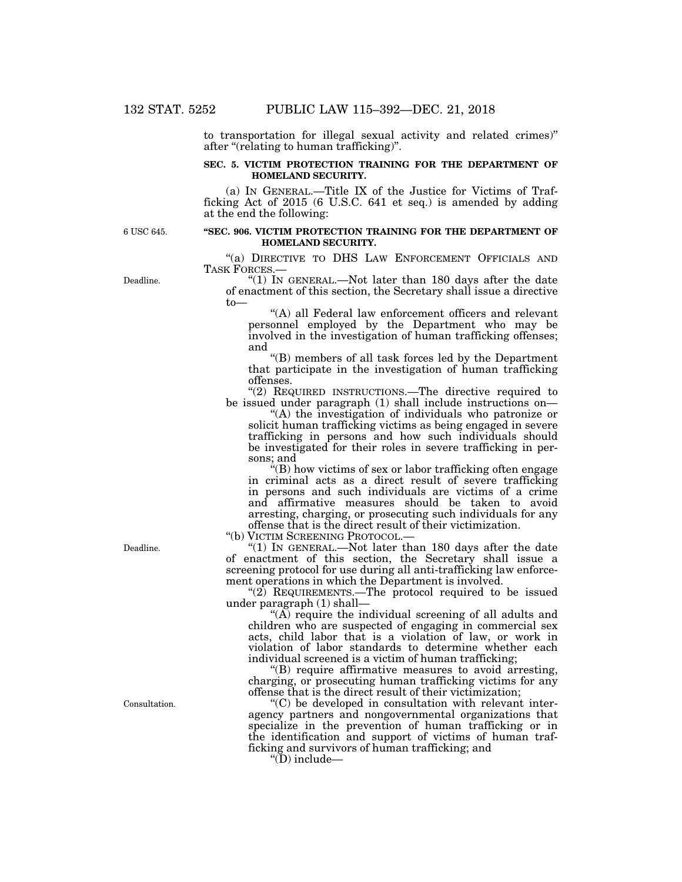to transportation for illegal sexual activity and related crimes)" after "(relating to human trafficking)".

### SEC. 5. VICTIM PROTECTION TRAINING FOR THE DEPARTMENT OF HOMELAND SECURITY.

(a) IN GENERAL.—Title IX of the Justice for Victims of Trafficking Act of 2015 (6 U.S.C. 641 et seq.) is amended by adding at the end the following:

6 USC 645.

### "SEC. 906. VICTIM PROTECTION TRAINING FOR THE DEPARTMENT OF HOMELAND SECURITY.

"(a) DIRECTIVE TO DHS LAW ENFORCEMENT OFFICIALS AND TASK FORCES.—

Deadline.

"(1) IN GENERAL.—Not later than 180 days after the date of enactment of this section, the Secretary shall issue a directive to—

"(A) all Federal law enforcement officers and relevant personnel employed by the Department who may be involved in the investigation of human trafficking offenses; and

"(B) members of all task forces led by the Department that participate in the investigation of human trafficking offenses.

"(2) REQUIRED INSTRUCTIONS.—The directive required to be issued under paragraph (1) shall include instructions on—

"(A) the investigation of individuals who patronize or solicit human trafficking victims as being engaged in severe trafficking in persons and how such individuals should be investigated for their roles in severe trafficking in persons; and

"(B) how victims of sex or labor trafficking often engage in criminal acts as a direct result of severe trafficking in persons and such individuals are victims of a crime and affirmative measures should be taken to avoid arresting, charging, or prosecuting such individuals for any offense that is the direct result of their victimization.

"(b) VICTIM SCREENING PROTOCOL.—

Deadline.

"(1) IN GENERAL.—Not later than 180 days after the date of enactment of this section, the Secretary shall issue a screening protocol for use during all anti-trafficking law enforcement operations in which the Department is involved.

"(2) REQUIREMENTS.—The protocol required to be issued under paragraph (1) shall—

"(A) require the individual screening of all adults and children who are suspected of engaging in commercial sex acts, child labor that is a violation of law, or work in violation of labor standards to determine whether each individual screened is a victim of human trafficking;

"(B) require affirmative measures to avoid arresting, charging, or prosecuting human trafficking victims for any offense that is the direct result of their victimization;

Consultation.

"(C) be developed in consultation with relevant interagency partners and nongovernmental organizations that specialize in the prevention of human trafficking or in the identification and support of victims of human trafficking and survivors of human trafficking; and

"(D) include—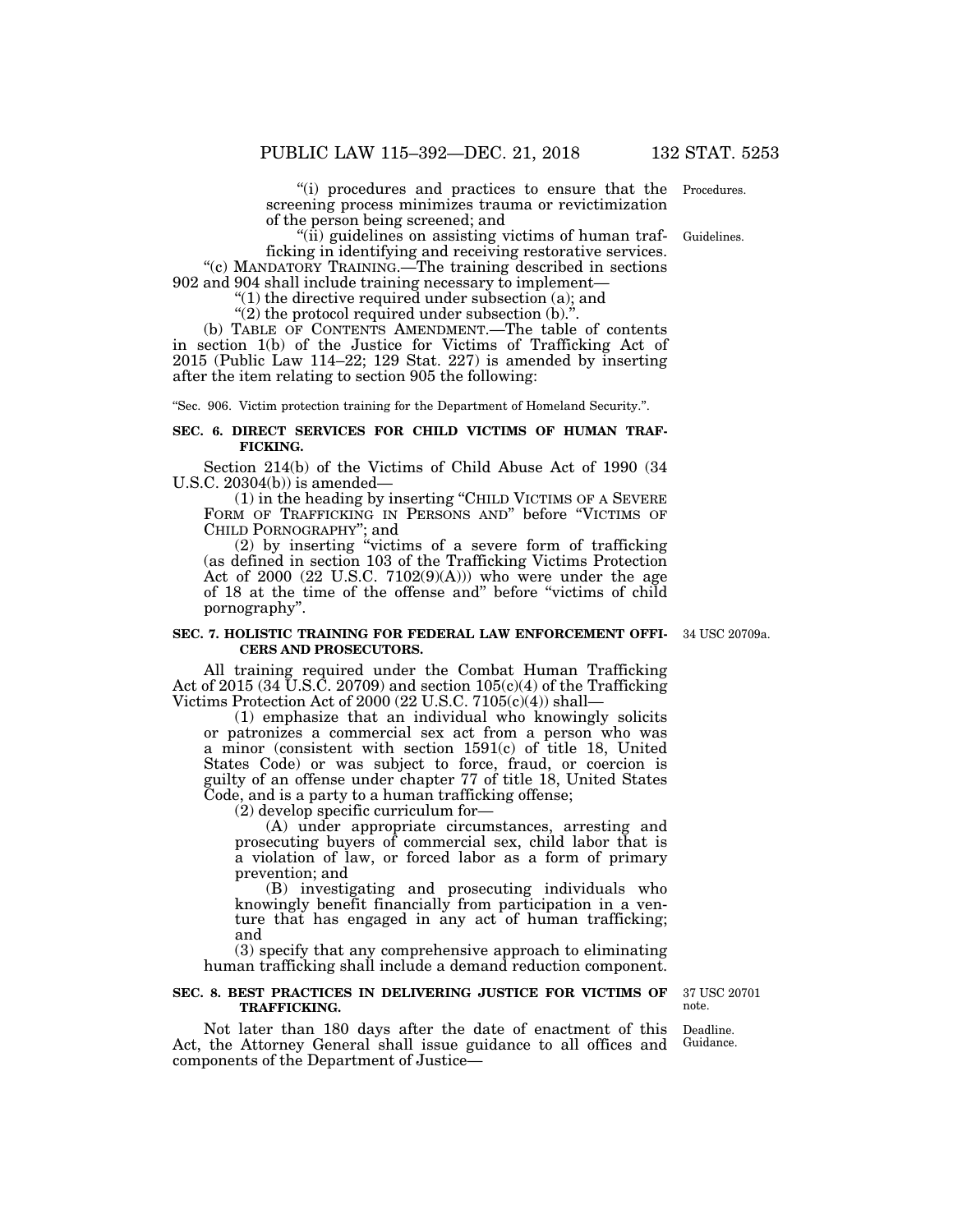"(i) procedures and practices to ensure that the screening process minimizes trauma or revictimization of the person being screened; and

"(ii) guidelines on assisting victims of human trafficking in identifying and receiving restorative services.

"(c) MANDATORY TRAINING.—The training described in sections 902 and 904 shall include training necessary to implement—

"(1) the directive required under subsection (a); and

"(2) the protocol required under subsection (b).".

(b) TABLE OF CONTENTS AMENDMENT.—The table of contents in section 1(b) of the Justice for Victims of Trafficking Act of 2015 (Public Law 114–22; 129 Stat. 227) is amended by inserting after the item relating to section 905 the following:

"Sec. 906. Victim protection training for the Department of Homeland Security.".

**SEC. 6. DIRECT SERVICES FOR CHILD VICTIMS OF HUMAN TRAFFICKING.**

Section 214(b) of the Victims of Child Abuse Act of 1990 (34 U.S.C. 20304(b)) is amended—

(1) in the heading by inserting "CHILD VICTIMS OF A SEVERE FORM OF TRAFFICKING IN PERSONS AND" before "VICTIMS OF CHILD PORNOGRAPHY"; and

(2) by inserting "victims of a severe form of trafficking (as defined in section 103 of the Trafficking Victims Protection Act of 2000 (22 U.S.C. 7102(9)(A))) who were under the age of 18 at the time of the offense and" before "victims of child pornography".

**SEC. 7. HOLISTIC TRAINING FOR FEDERAL LAW ENFORCEMENT OFFICERS AND PROSECUTORS.**

All training required under the Combat Human Trafficking Act of 2015 (34 U.S.C. 20709) and section 105(c)(4) of the Trafficking Victims Protection Act of 2000 (22 U.S.C. 7105(c)(4)) shall—

(1) emphasize that an individual who knowingly solicits or patronizes a commercial sex act from a person who was a minor (consistent with section 1591(c) of title 18, United States Code) or was subject to force, fraud, or coercion is guilty of an offense under chapter 77 of title 18, United States Code, and is a party to a human trafficking offense;

(2) develop specific curriculum for—

(A) under appropriate circumstances, arresting and prosecuting buyers of commercial sex, child labor that is a violation of law, or forced labor as a form of primary prevention; and

(B) investigating and prosecuting individuals who knowingly benefit financially from participation in a venture that has engaged in any act of human trafficking; and

(3) specify that any comprehensive approach to eliminating human trafficking shall include a demand reduction component.

**SEC. 8. BEST PRACTICES IN DELIVERING JUSTICE FOR VICTIMS OF TRAFFICKING.**

Not later than 180 days after the date of enactment of this Act, the Attorney General shall issue guidance to all offices and components of the Department of Justice—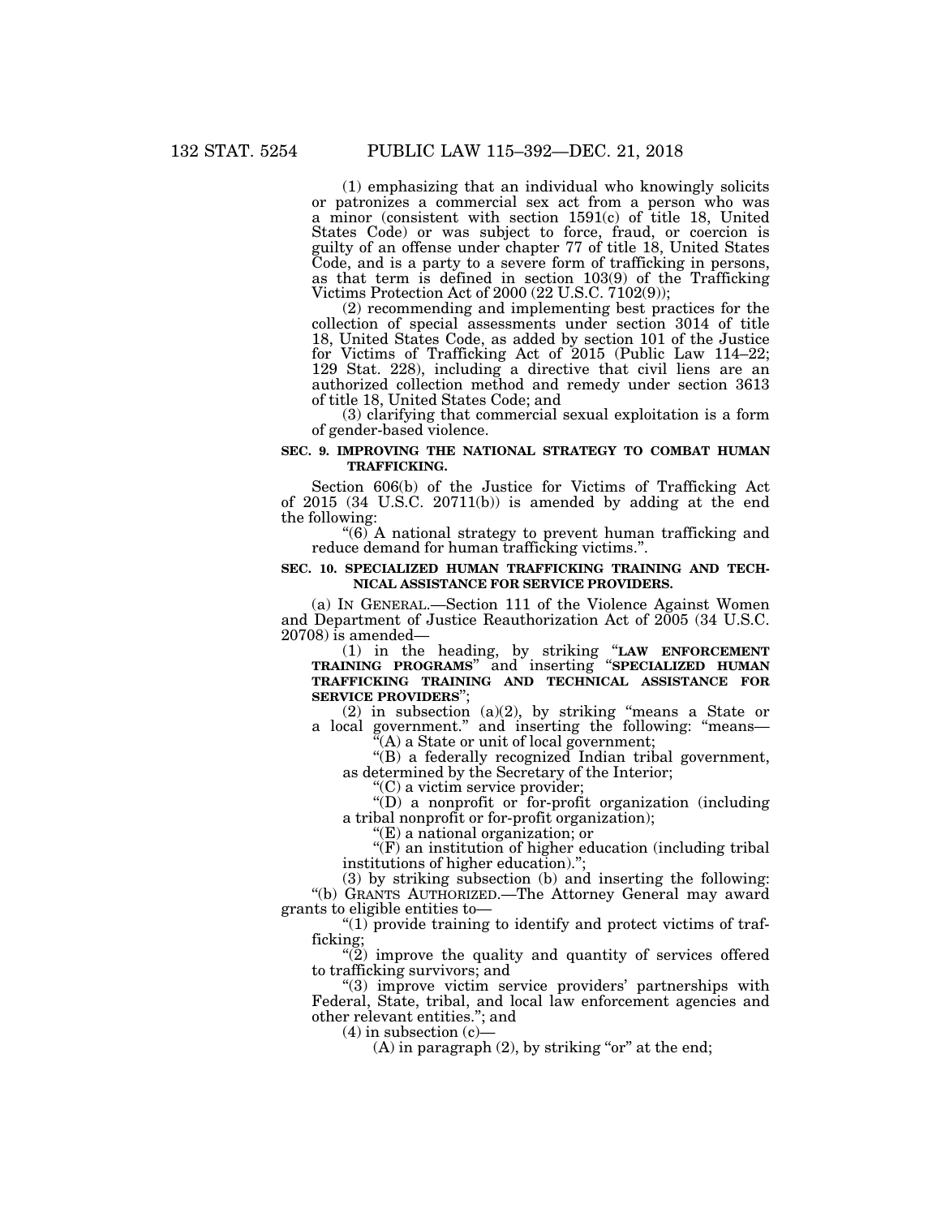(1) emphasizing that an individual who knowingly solicits or patronizes a commercial sex act from a person who was a minor (consistent with section 1591(c) of title 18, United States Code) or was subject to force, fraud, or coercion is guilty of an offense under chapter 77 of title 18, United States Code, and is a party to a severe form of trafficking in persons, as that term is defined in section 103(9) of the Trafficking Victims Protection Act of 2000 (22 U.S.C. 7102(9));

(2) recommending and implementing best practices for the collection of special assessments under section 3014 of title 18, United States Code, as added by section 101 of the Justice for Victims of Trafficking Act of 2015 (Public Law 114–22; 129 Stat. 228), including a directive that civil liens are an authorized collection method and remedy under section 3613 of title 18, United States Code; and

(3) clarifying that commercial sexual exploitation is a form of gender-based violence.

**SEC. 9. IMPROVING THE NATIONAL STRATEGY TO COMBAT HUMAN TRAFFICKING.**

Section 606(b) of the Justice for Victims of Trafficking Act of 2015 (34 U.S.C. 20711(b)) is amended by adding at the end the following:

"(6) A national strategy to prevent human trafficking and reduce demand for human trafficking victims.".

**SEC. 10. SPECIALIZED HUMAN TRAFFICKING TRAINING AND TECHNICAL ASSISTANCE FOR SERVICE PROVIDERS.**

(a) IN GENERAL.—Section 111 of the Violence Against Women and Department of Justice Reauthorization Act of 2005 (34 U.S.C. 20708) is amended—

(1) in the heading, by striking "**LAW ENFORCEMENT TRAINING PROGRAMS**" and inserting "**SPECIALIZED HUMAN TRAFFICKING TRAINING AND TECHNICAL ASSISTANCE FOR SERVICE PROVIDERS**";

(2) in subsection (a)(2), by striking "means a State or a local government." and inserting the following: "means—

"(A) a State or unit of local government;

"(B) a federally recognized Indian tribal government, as determined by the Secretary of the Interior;

"(C) a victim service provider;

"(D) a nonprofit or for-profit organization (including a tribal nonprofit or for-profit organization);

"(E) a national organization; or

"(F) an institution of higher education (including tribal institutions of higher education).";

(3) by striking subsection (b) and inserting the following:

"(b) GRANTS AUTHORIZED.—The Attorney General may award grants to eligible entities to—

"(1) provide training to identify and protect victims of trafficking;

"(2) improve the quality and quantity of services offered to trafficking survivors; and

"(3) improve victim service providers' partnerships with Federal, State, tribal, and local law enforcement agencies and other relevant entities."; and

(4) in subsection (c)—

(A) in paragraph (2), by striking "or" at the end;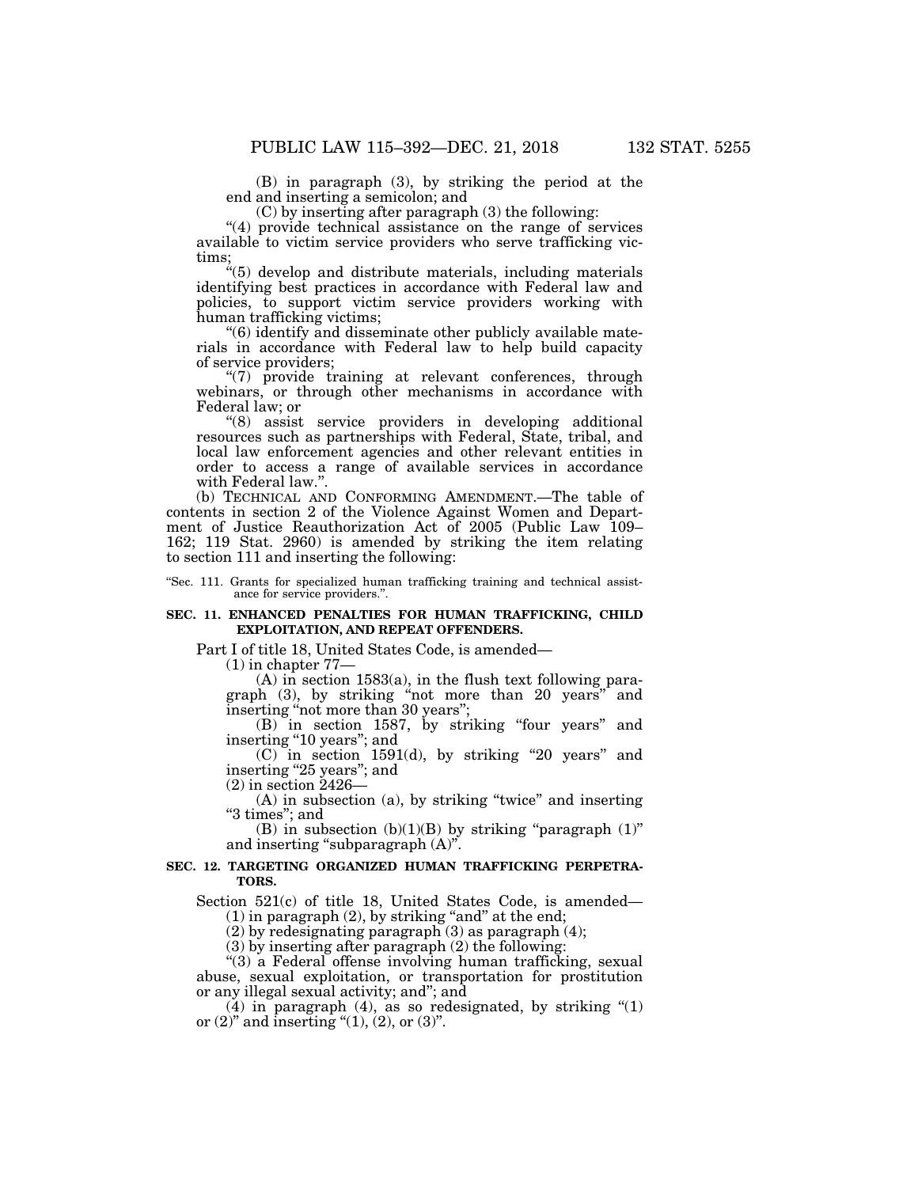(B) in paragraph (3), by striking the period at the end and inserting a semicolon; and

(C) by inserting after paragraph (3) the following:

"(4) provide technical assistance on the range of services available to victim service providers who serve trafficking victims;

"(5) develop and distribute materials, including materials identifying best practices in accordance with Federal law and policies, to support victim service providers working with human trafficking victims;

"(6) identify and disseminate other publicly available materials in accordance with Federal law to help build capacity of service providers;

"(7) provide training at relevant conferences, through webinars, or through other mechanisms in accordance with Federal law; or

"(8) assist service providers in developing additional resources such as partnerships with Federal, State, tribal, and local law enforcement agencies and other relevant entities in order to access a range of available services in accordance with Federal law.".

(b) TECHNICAL AND CONFORMING AMENDMENT.—The table of contents in section 2 of the Violence Against Women and Department of Justice Reauthorization Act of 2005 (Public Law 109–162; 119 Stat. 2960) is amended by striking the item relating to section 111 and inserting the following:

"Sec. 111. Grants for specialized human trafficking training and technical assistance for service providers.".

**SEC. 11. ENHANCED PENALTIES FOR HUMAN TRAFFICKING, CHILD EXPLOITATION, AND REPEAT OFFENDERS.**

Part I of title 18, United States Code, is amended—

(1) in chapter 77—

(A) in section 1583(a), in the flush text following paragraph (3), by striking "not more than 20 years" and inserting "not more than 30 years";

(B) in section 1587, by striking "four years" and inserting "10 years"; and

(C) in section 1591(d), by striking "20 years" and inserting "25 years"; and

(2) in section 2426—

(A) in subsection (a), by striking "twice" and inserting "3 times"; and

(B) in subsection (b)(1)(B) by striking "paragraph (1)" and inserting "subparagraph (A)".

**SEC. 12. TARGETING ORGANIZED HUMAN TRAFFICKING PERPETRATORS.**

Section 521(c) of title 18, United States Code, is amended—

(1) in paragraph (2), by striking "and" at the end;

(2) by redesignating paragraph (3) as paragraph (4);

(3) by inserting after paragraph (2) the following:

"(3) a Federal offense involving human trafficking, sexual abuse, sexual exploitation, or transportation for prostitution or any illegal sexual activity; and"; and

(4) in paragraph (4), as so redesignated, by striking "(1) or (2)" and inserting "(1), (2), or (3)".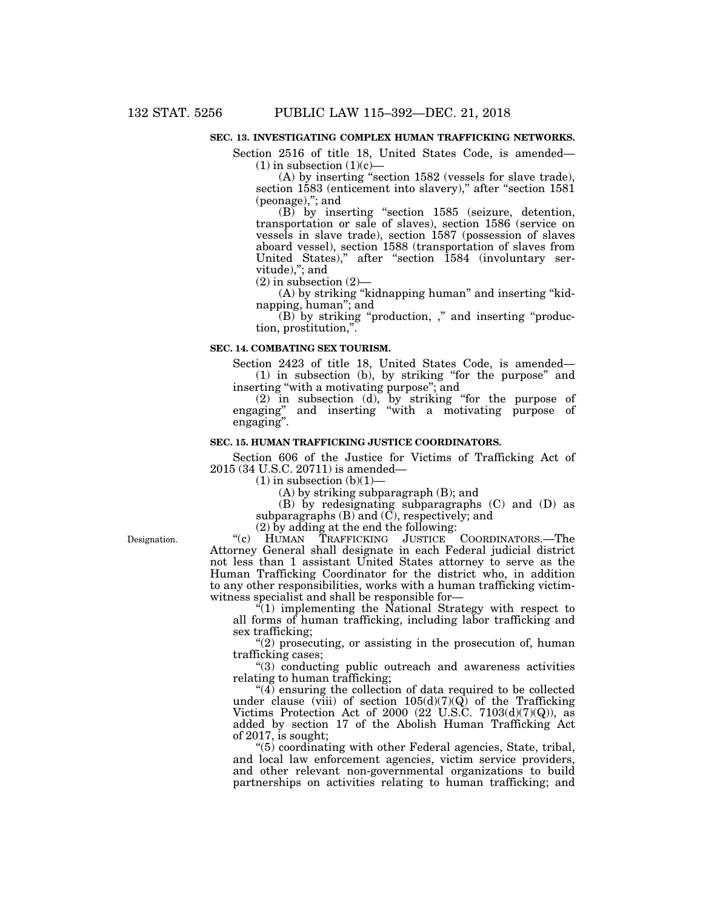**SEC. 13. INVESTIGATING COMPLEX HUMAN TRAFFICKING NETWORKS.**

Section 2516 of title 18, United States Code, is amended—

(1) in subsection (1)(c)—

(A) by inserting "section 1582 (vessels for slave trade), section 1583 (enticement into slavery)," after "section 1581 (peonage),"; and

(B) by inserting "section 1585 (seizure, detention, transportation or sale of slaves), section 1586 (service on vessels in slave trade), section 1587 (possession of slaves aboard vessel), section 1588 (transportation of slaves from United States)," after "section 1584 (involuntary servitude),"; and

(2) in subsection (2)—

(A) by striking "kidnapping human" and inserting "kidnapping, human"; and

(B) by striking "production, ," and inserting "production, prostitution,".

**SEC. 14. COMBATING SEX TOURISM.**

Section 2423 of title 18, United States Code, is amended—

(1) in subsection (b), by striking "for the purpose" and inserting "with a motivating purpose"; and

(2) in subsection (d), by striking "for the purpose of engaging" and inserting "with a motivating purpose of engaging".

**SEC. 15. HUMAN TRAFFICKING JUSTICE COORDINATORS.**

Section 606 of the Justice for Victims of Trafficking Act of 2015 (34 U.S.C. 20711) is amended—

(1) in subsection (b)(1)—

(A) by striking subparagraph (B); and

(B) by redesignating subparagraphs (C) and (D) as subparagraphs (B) and (C), respectively; and

(2) by adding at the end the following:

Designation.

"(c) HUMAN TRAFFICKING JUSTICE COORDINATORS.—The Attorney General shall designate in each Federal judicial district not less than 1 assistant United States attorney to serve as the Human Trafficking Coordinator for the district who, in addition to any other responsibilities, works with a human trafficking victim-witness specialist and shall be responsible for—

"(1) implementing the National Strategy with respect to all forms of human trafficking, including labor trafficking and sex trafficking;

"(2) prosecuting, or assisting in the prosecution of, human trafficking cases;

"(3) conducting public outreach and awareness activities relating to human trafficking;

"(4) ensuring the collection of data required to be collected under clause (viii) of section 105(d)(7)(Q) of the Trafficking Victims Protection Act of 2000 (22 U.S.C. 7103(d)(7)(Q)), as added by section 17 of the Abolish Human Trafficking Act of 2017, is sought;

"(5) coordinating with other Federal agencies, State, tribal, and local law enforcement agencies, victim service providers, and other relevant non-governmental organizations to build partnerships on activities relating to human trafficking; and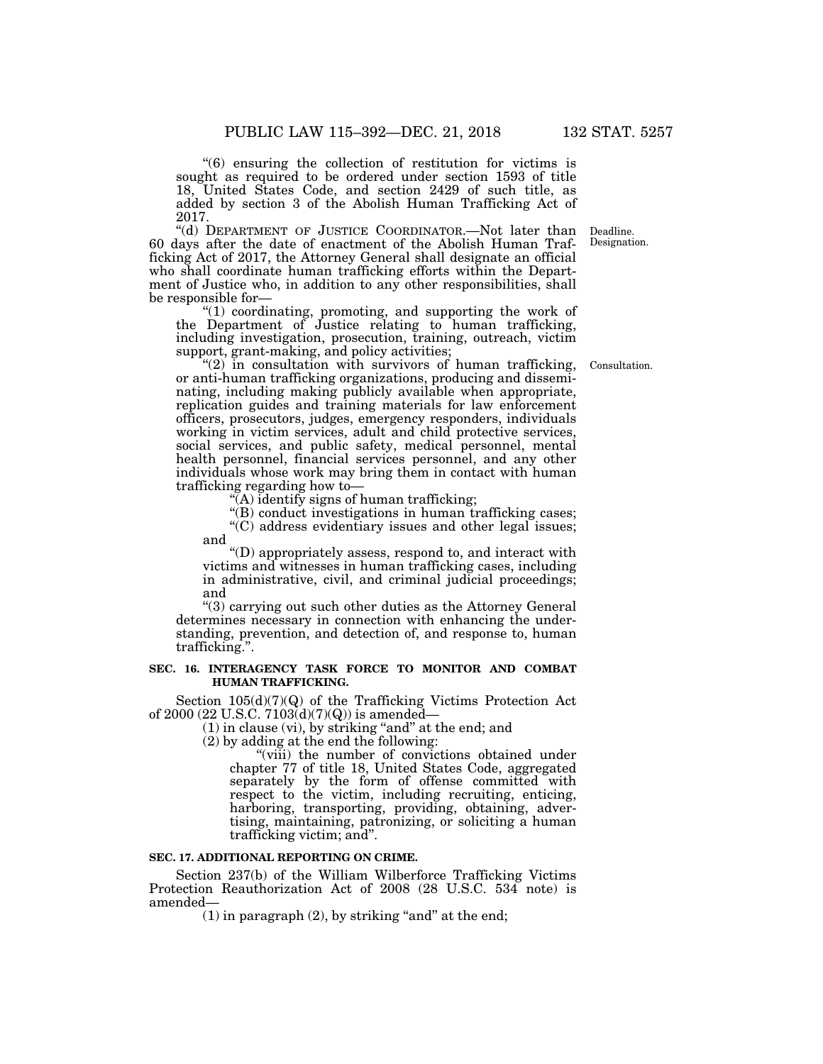"(6) ensuring the collection of restitution for victims is sought as required to be ordered under section 1593 of title 18, United States Code, and section 2429 of such title, as added by section 3 of the Abolish Human Trafficking Act of 2017.

"(d) DEPARTMENT OF JUSTICE COORDINATOR.—Not later than 60 days after the date of enactment of the Abolish Human Trafficking Act of 2017, the Attorney General shall designate an official who shall coordinate human trafficking efforts within the Department of Justice who, in addition to any other responsibilities, shall be responsible for—

Deadline. Designation.

"(1) coordinating, promoting, and supporting the work of the Department of Justice relating to human trafficking, including investigation, prosecution, training, outreach, victim support, grant-making, and policy activities;

"(2) in consultation with survivors of human trafficking, or anti-human trafficking organizations, producing and disseminating, including making publicly available when appropriate, replication guides and training materials for law enforcement officers, prosecutors, judges, emergency responders, individuals working in victim services, adult and child protective services, social services, and public safety, medical personnel, mental health personnel, financial services personnel, and any other individuals whose work may bring them in contact with human trafficking regarding how to—

Consultation.

"(A) identify signs of human trafficking;

"(B) conduct investigations in human trafficking cases;

"(C) address evidentiary issues and other legal issues; and

"(D) appropriately assess, respond to, and interact with victims and witnesses in human trafficking cases, including in administrative, civil, and criminal judicial proceedings; and

"(3) carrying out such other duties as the Attorney General determines necessary in connection with enhancing the understanding, prevention, and detection of, and response to, human trafficking.".

**SEC. 16. INTERAGENCY TASK FORCE TO MONITOR AND COMBAT HUMAN TRAFFICKING.**

Section 105(d)(7)(Q) of the Trafficking Victims Protection Act of 2000 (22 U.S.C. 7103(d)(7)(Q)) is amended—

(1) in clause (vi), by striking "and" at the end; and

(2) by adding at the end the following:

"(viii) the number of convictions obtained under chapter 77 of title 18, United States Code, aggregated separately by the form of offense committed with respect to the victim, including recruiting, enticing, harboring, transporting, providing, obtaining, advertising, maintaining, patronizing, or soliciting a human trafficking victim; and".

**SEC. 17. ADDITIONAL REPORTING ON CRIME.**

Section 237(b) of the William Wilberforce Trafficking Victims Protection Reauthorization Act of 2008 (28 U.S.C. 534 note) is amended—

(1) in paragraph (2), by striking "and" at the end;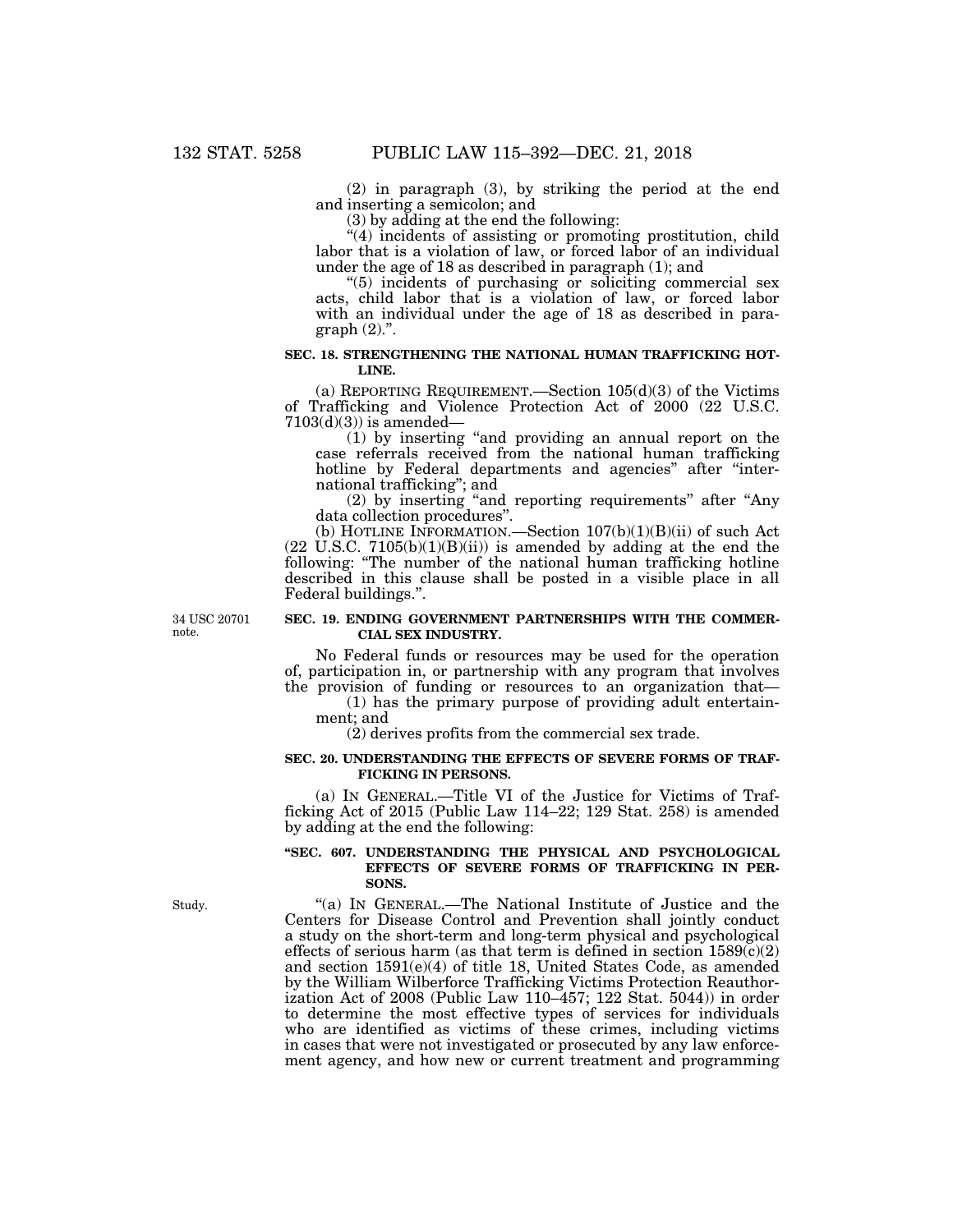(2) in paragraph (3), by striking the period at the end and inserting a semicolon; and

(3) by adding at the end the following:

"(4) incidents of assisting or promoting prostitution, child labor that is a violation of law, or forced labor of an individual under the age of 18 as described in paragraph (1); and

"(5) incidents of purchasing or soliciting commercial sex acts, child labor that is a violation of law, or forced labor with an individual under the age of 18 as described in paragraph (2).".

**SEC. 18. STRENGTHENING THE NATIONAL HUMAN TRAFFICKING HOTLINE.**

(a) REPORTING REQUIREMENT.—Section 105(d)(3) of the Victims of Trafficking and Violence Protection Act of 2000 (22 U.S.C. 7103(d)(3)) is amended—

(1) by inserting "and providing an annual report on the case referrals received from the national human trafficking hotline by Federal departments and agencies" after "international trafficking"; and

(2) by inserting "and reporting requirements" after "Any data collection procedures".

(b) HOTLINE INFORMATION.—Section 107(b)(1)(B)(ii) of such Act (22 U.S.C. 7105(b)(1)(B)(ii)) is amended by adding at the end the following: "The number of the national human trafficking hotline described in this clause shall be posted in a visible place in all Federal buildings.".

34 USC 20701 note.

**SEC. 19. ENDING GOVERNMENT PARTNERSHIPS WITH THE COMMERCIAL SEX INDUSTRY.**

No Federal funds or resources may be used for the operation of, participation in, or partnership with any program that involves the provision of funding or resources to an organization that—

(1) has the primary purpose of providing adult entertainment; and

(2) derives profits from the commercial sex trade.

**SEC. 20. UNDERSTANDING THE EFFECTS OF SEVERE FORMS OF TRAFFICKING IN PERSONS.**

(a) IN GENERAL.—Title VI of the Justice for Victims of Trafficking Act of 2015 (Public Law 114–22; 129 Stat. 258) is amended by adding at the end the following:

**"SEC. 607. UNDERSTANDING THE PHYSICAL AND PSYCHOLOGICAL EFFECTS OF SEVERE FORMS OF TRAFFICKING IN PERSONS.**

Study.

"(a) IN GENERAL.—The National Institute of Justice and the Centers for Disease Control and Prevention shall jointly conduct a study on the short-term and long-term physical and psychological effects of serious harm (as that term is defined in section 1589(c)(2) and section 1591(e)(4) of title 18, United States Code, as amended by the William Wilberforce Trafficking Victims Protection Reauthorization Act of 2008 (Public Law 110–457; 122 Stat. 5044)) in order to determine the most effective types of services for individuals who are identified as victims of these crimes, including victims in cases that were not investigated or prosecuted by any law enforcement agency, and how new or current treatment and programming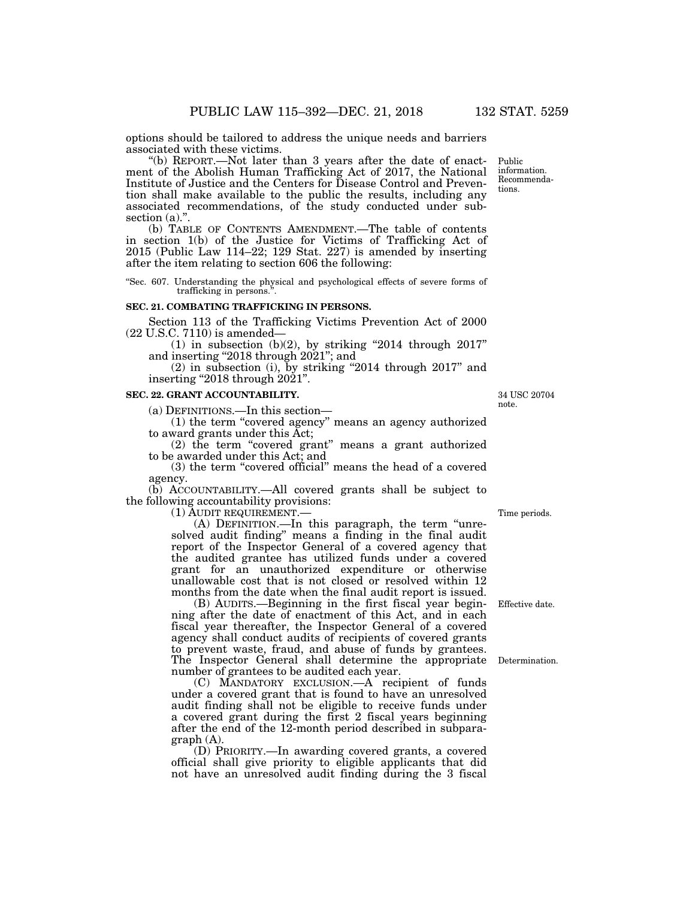options should be tailored to address the unique needs and barriers associated with these victims.

"(b) REPORT.—Not later than 3 years after the date of enactment of the Abolish Human Trafficking Act of 2017, the National Institute of Justice and the Centers for Disease Control and Prevention shall make available to the public the results, including any associated recommendations, of the study conducted under subsection (a).".

Public information. Recommendations.

(b) TABLE OF CONTENTS AMENDMENT.—The table of contents in section 1(b) of the Justice for Victims of Trafficking Act of 2015 (Public Law 114–22; 129 Stat. 227) is amended by inserting after the item relating to section 606 the following:

"Sec. 607. Understanding the physical and psychological effects of severe forms of trafficking in persons.".

**SEC. 21. COMBATING TRAFFICKING IN PERSONS.**

Section 113 of the Trafficking Victims Prevention Act of 2000 (22 U.S.C. 7110) is amended—

(1) in subsection (b)(2), by striking "2014 through 2017" and inserting "2018 through 2021"; and

(2) in subsection (i), by striking "2014 through 2017" and inserting "2018 through 2021".

**SEC. 22. GRANT ACCOUNTABILITY.**

34 USC 20704 note.

(a) DEFINITIONS.—In this section—

(1) the term "covered agency" means an agency authorized to award grants under this Act;

(2) the term "covered grant" means a grant authorized to be awarded under this Act; and

(3) the term "covered official" means the head of a covered agency.

(b) ACCOUNTABILITY.—All covered grants shall be subject to the following accountability provisions:

(1) AUDIT REQUIREMENT.—

Time periods.

(A) DEFINITION.—In this paragraph, the term "unresolved audit finding" means a finding in the final audit report of the Inspector General of a covered agency that the audited grantee has utilized funds under a covered grant for an unauthorized expenditure or otherwise unallowable cost that is not closed or resolved within 12 months from the date when the final audit report is issued.

Effective date.

(B) AUDITS.—Beginning in the first fiscal year beginning after the date of enactment of this Act, and in each fiscal year thereafter, the Inspector General of a covered agency shall conduct audits of recipients of covered grants to prevent waste, fraud, and abuse of funds by grantees. The Inspector General shall determine the appropriate number of grantees to be audited each year.

Determination.

(C) MANDATORY EXCLUSION.—A recipient of funds under a covered grant that is found to have an unresolved audit finding shall not be eligible to receive funds under a covered grant during the first 2 fiscal years beginning after the end of the 12-month period described in subparagraph (A).

(D) PRIORITY.—In awarding covered grants, a covered official shall give priority to eligible applicants that did not have an unresolved audit finding during the 3 fiscal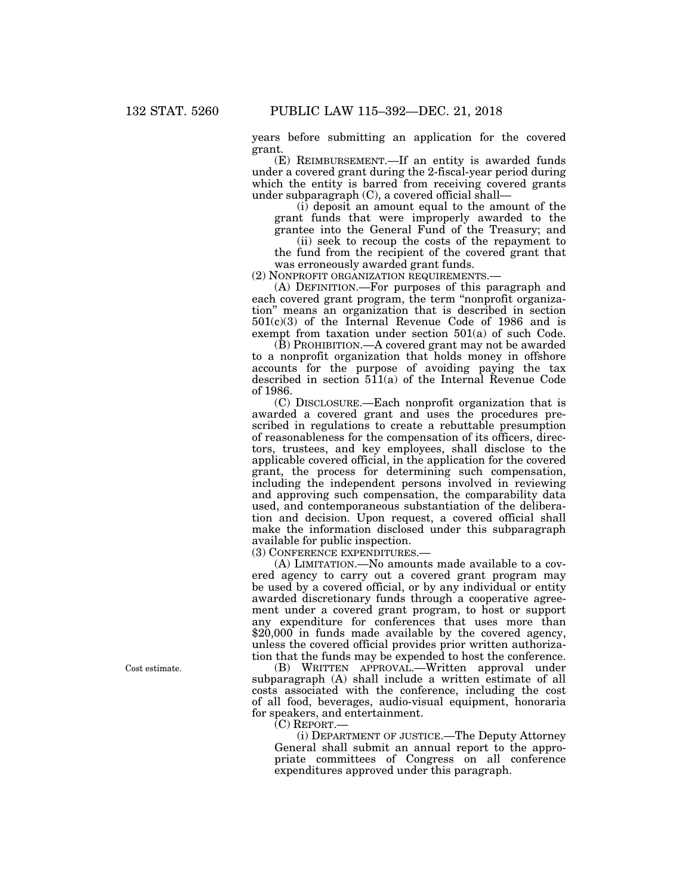years before submitting an application for the covered grant.

(E) REIMBURSEMENT.—If an entity is awarded funds under a covered grant during the 2-fiscal-year period during which the entity is barred from receiving covered grants under subparagraph (C), a covered official shall—

(i) deposit an amount equal to the amount of the grant funds that were improperly awarded to the grantee into the General Fund of the Treasury; and

(ii) seek to recoup the costs of the repayment to the fund from the recipient of the covered grant that was erroneously awarded grant funds.

(2) NONPROFIT ORGANIZATION REQUIREMENTS.—

(A) DEFINITION.—For purposes of this paragraph and each covered grant program, the term "nonprofit organization" means an organization that is described in section 501(c)(3) of the Internal Revenue Code of 1986 and is exempt from taxation under section 501(a) of such Code.

(B) PROHIBITION.—A covered grant may not be awarded to a nonprofit organization that holds money in offshore accounts for the purpose of avoiding paying the tax described in section 511(a) of the Internal Revenue Code of 1986.

(C) DISCLOSURE.—Each nonprofit organization that is awarded a covered grant and uses the procedures prescribed in regulations to create a rebuttable presumption of reasonableness for the compensation of its officers, directors, trustees, and key employees, shall disclose to the applicable covered official, in the application for the covered grant, the process for determining such compensation, including the independent persons involved in reviewing and approving such compensation, the comparability data used, and contemporaneous substantiation of the deliberation and decision. Upon request, a covered official shall make the information disclosed under this subparagraph available for public inspection.

(3) CONFERENCE EXPENDITURES.—

(A) LIMITATION.—No amounts made available to a covered agency to carry out a covered grant program may be used by a covered official, or by any individual or entity awarded discretionary funds through a cooperative agreement under a covered grant program, to host or support any expenditure for conferences that uses more than $20,000 in funds made available by the covered agency, unless the covered official provides prior written authorization that the funds may be expended to host the conference.

Cost estimate.

(B) WRITTEN APPROVAL.—Written approval under subparagraph (A) shall include a written estimate of all costs associated with the conference, including the cost of all food, beverages, audio-visual equipment, honoraria for speakers, and entertainment.

(C) REPORT.—

(i) DEPARTMENT OF JUSTICE.—The Deputy Attorney General shall submit an annual report to the appropriate committees of Congress on all conference expenditures approved under this paragraph.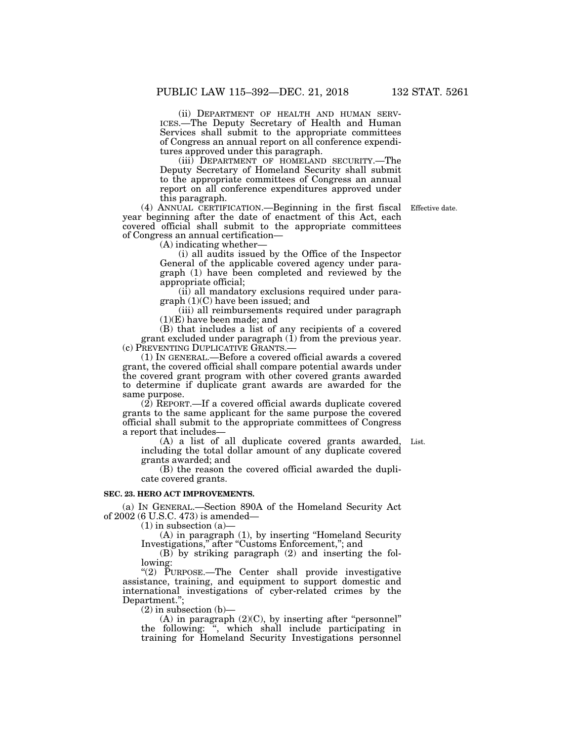(ii) DEPARTMENT OF HEALTH AND HUMAN SERVICES.—The Deputy Secretary of Health and Human Services shall submit to the appropriate committees of Congress an annual report on all conference expenditures approved under this paragraph.

(iii) DEPARTMENT OF HOMELAND SECURITY.—The Deputy Secretary of Homeland Security shall submit to the appropriate committees of Congress an annual report on all conference expenditures approved under this paragraph.

(4) ANNUAL CERTIFICATION.—Beginning in the first fiscal year beginning after the date of enactment of this Act, each covered official shall submit to the appropriate committees of Congress an annual certification—

Effective date.

(A) indicating whether—

(i) all audits issued by the Office of the Inspector General of the applicable covered agency under paragraph (1) have been completed and reviewed by the appropriate official;

(ii) all mandatory exclusions required under paragraph (1)(C) have been issued; and

(iii) all reimbursements required under paragraph (1)(E) have been made; and

(B) that includes a list of any recipients of a covered grant excluded under paragraph (1) from the previous year.

(c) PREVENTING DUPLICATIVE GRANTS.—

(1) IN GENERAL.—Before a covered official awards a covered grant, the covered official shall compare potential awards under the covered grant program with other covered grants awarded to determine if duplicate grant awards are awarded for the same purpose.

(2) REPORT.—If a covered official awards duplicate covered grants to the same applicant for the same purpose the covered official shall submit to the appropriate committees of Congress a report that includes—

(A) a list of all duplicate covered grants awarded, including the total dollar amount of any duplicate covered grants awarded; and

List.

(B) the reason the covered official awarded the duplicate covered grants.

**SEC. 23. HERO ACT IMPROVEMENTS.**

(a) IN GENERAL.—Section 890A of the Homeland Security Act of 2002 (6 U.S.C. 473) is amended—

(1) in subsection (a)—

(A) in paragraph (1), by inserting "Homeland Security Investigations," after "Customs Enforcement,"; and

(B) by striking paragraph (2) and inserting the following:

"(2) PURPOSE.—The Center shall provide investigative assistance, training, and equipment to support domestic and international investigations of cyber-related crimes by the Department.";

(2) in subsection (b)—

(A) in paragraph (2)(C), by inserting after "personnel" the following: ", which shall include participating in training for Homeland Security Investigations personnel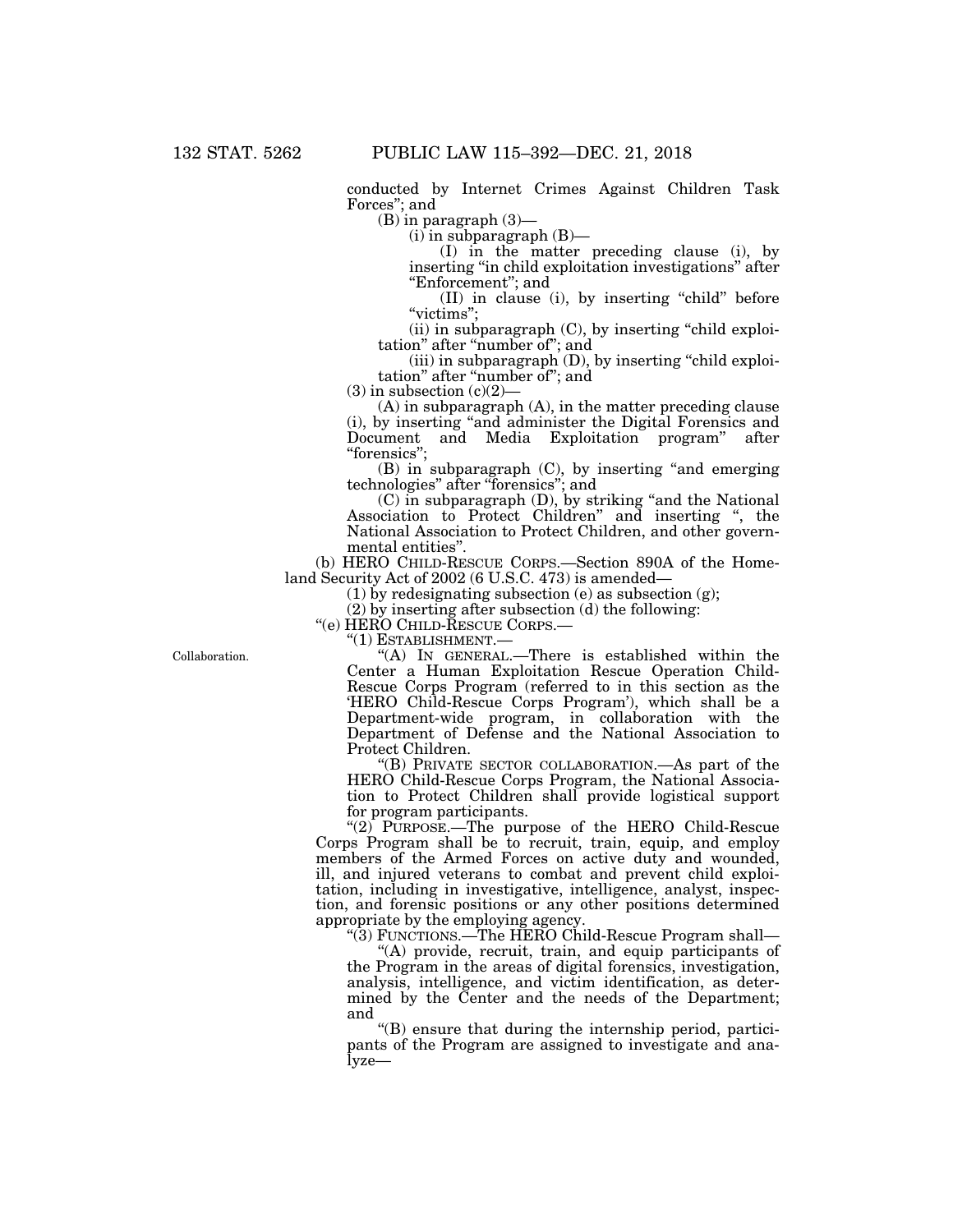conducted by Internet Crimes Against Children Task Forces"; and

(B) in paragraph (3)—

(i) in subparagraph (B)—

(I) in the matter preceding clause (i), by inserting "in child exploitation investigations" after "Enforcement"; and

(II) in clause (i), by inserting "child" before "victims";

(ii) in subparagraph (C), by inserting "child exploitation" after "number of"; and

(iii) in subparagraph (D), by inserting "child exploitation" after "number of"; and

(3) in subsection (c)(2)—

(A) in subparagraph (A), in the matter preceding clause (i), by inserting "and administer the Digital Forensics and Document and Media Exploitation program" after "forensics";

(B) in subparagraph (C), by inserting "and emerging technologies" after "forensics"; and

(C) in subparagraph (D), by striking "and the National Association to Protect Children" and inserting ", the National Association to Protect Children, and other governmental entities".

(b) HERO CHILD-RESCUE CORPS.—Section 890A of the Homeland Security Act of 2002 (6 U.S.C. 473) is amended—

(1) by redesignating subsection (e) as subsection (g);

(2) by inserting after subsection (d) the following:

"(e) HERO CHILD-RESCUE CORPS.—

"(1) ESTABLISHMENT.—

Collaboration.

"(A) IN GENERAL.—There is established within the Center a Human Exploitation Rescue Operation Child-Rescue Corps Program (referred to in this section as the 'HERO Child-Rescue Corps Program'), which shall be a Department-wide program, in collaboration with the Department of Defense and the National Association to Protect Children.

"(B) PRIVATE SECTOR COLLABORATION.—As part of the HERO Child-Rescue Corps Program, the National Association to Protect Children shall provide logistical support for program participants.

"(2) PURPOSE.—The purpose of the HERO Child-Rescue Corps Program shall be to recruit, train, equip, and employ members of the Armed Forces on active duty and wounded, ill, and injured veterans to combat and prevent child exploitation, including in investigative, intelligence, analyst, inspection, and forensic positions or any other positions determined appropriate by the employing agency.

"(3) FUNCTIONS.—The HERO Child-Rescue Program shall—

"(A) provide, recruit, train, and equip participants of the Program in the areas of digital forensics, investigation, analysis, intelligence, and victim identification, as determined by the Center and the needs of the Department; and

"(B) ensure that during the internship period, participants of the Program are assigned to investigate and analyze—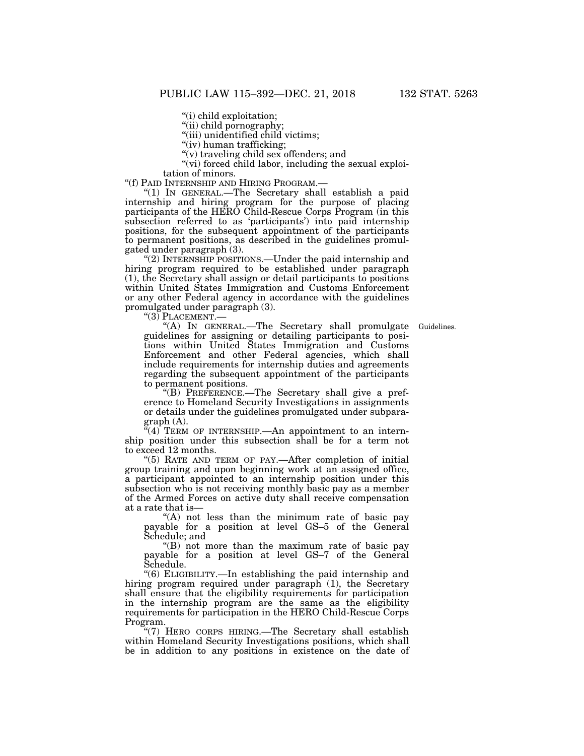"(i) child exploitation;

"(ii) child pornography;

"(iii) unidentified child victims;

"(iv) human trafficking;

"(v) traveling child sex offenders; and

"(vi) forced child labor, including the sexual exploitation of minors.

"(f) PAID INTERNSHIP AND HIRING PROGRAM.—

"(1) IN GENERAL.—The Secretary shall establish a paid internship and hiring program for the purpose of placing participants of the HERO Child-Rescue Corps Program (in this subsection referred to as 'participants') into paid internship positions, for the subsequent appointment of the participants to permanent positions, as described in the guidelines promulgated under paragraph (3).

"(2) INTERNSHIP POSITIONS.—Under the paid internship and hiring program required to be established under paragraph (1), the Secretary shall assign or detail participants to positions within United States Immigration and Customs Enforcement or any other Federal agency in accordance with the guidelines promulgated under paragraph (3).

"(3) PLACEMENT.—

"(A) IN GENERAL.—The Secretary shall promulgate guidelines for assigning or detailing participants to positions within United States Immigration and Customs Enforcement and other Federal agencies, which shall include requirements for internship duties and agreements regarding the subsequent appointment of the participants to permanent positions.

Guidelines.

"(B) PREFERENCE.—The Secretary shall give a preference to Homeland Security Investigations in assignments or details under the guidelines promulgated under subparagraph (A).

"(4) TERM OF INTERNSHIP.—An appointment to an internship position under this subsection shall be for a term not to exceed 12 months.

"(5) RATE AND TERM OF PAY.—After completion of initial group training and upon beginning work at an assigned office, a participant appointed to an internship position under this subsection who is not receiving monthly basic pay as a member of the Armed Forces on active duty shall receive compensation at a rate that is—

"(A) not less than the minimum rate of basic pay payable for a position at level GS–5 of the General Schedule; and

"(B) not more than the maximum rate of basic pay payable for a position at level GS–7 of the General Schedule.

"(6) ELIGIBILITY.—In establishing the paid internship and hiring program required under paragraph (1), the Secretary shall ensure that the eligibility requirements for participation in the internship program are the same as the eligibility requirements for participation in the HERO Child-Rescue Corps Program.

"(7) HERO CORPS HIRING.—The Secretary shall establish within Homeland Security Investigations positions, which shall be in addition to any positions in existence on the date of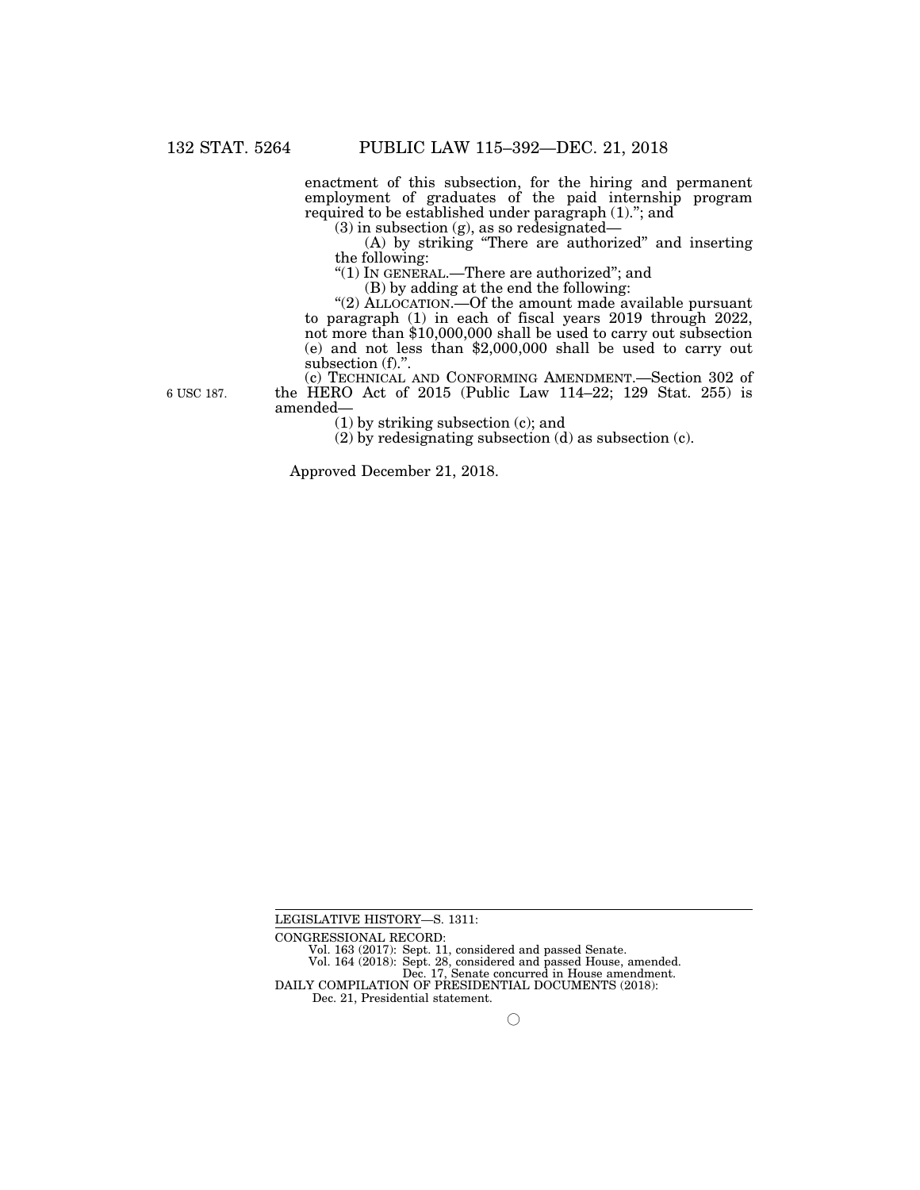enactment of this subsection, for the hiring and permanent employment of graduates of the paid internship program required to be established under paragraph (1).''; and

(3) in subsection (g), as so redesignated—

(A) by striking ''There are authorized'' and inserting the following:

''(1) IN GENERAL.—There are authorized''; and

(B) by adding at the end the following:

''(2) ALLOCATION.—Of the amount made available pursuant to paragraph (1) in each of fiscal years 2019 through 2022, not more than $10,000,000 shall be used to carry out subsection (e) and not less than $2,000,000 shall be used to carry out subsection (f).''.

6 USC 187.

(c) TECHNICAL AND CONFORMING AMENDMENT.—Section 302 of the HERO Act of 2015 (Public Law 114–22; 129 Stat. 255) is amended—

(1) by striking subsection (c); and

(2) by redesignating subsection (d) as subsection (c).

Approved December 21, 2018.

---

LEGISLATIVE HISTORY—S. 1311:

CONGRESSIONAL RECORD:

Vol. 163 (2017): Sept. 11, considered and passed Senate.

Vol. 164 (2018): Sept. 28, considered and passed House, amended.

Dec. 17, Senate concurred in House amendment.

DAILY COMPILATION OF PRESIDENTIAL DOCUMENTS (2018):

Dec. 21, Presidential statement.